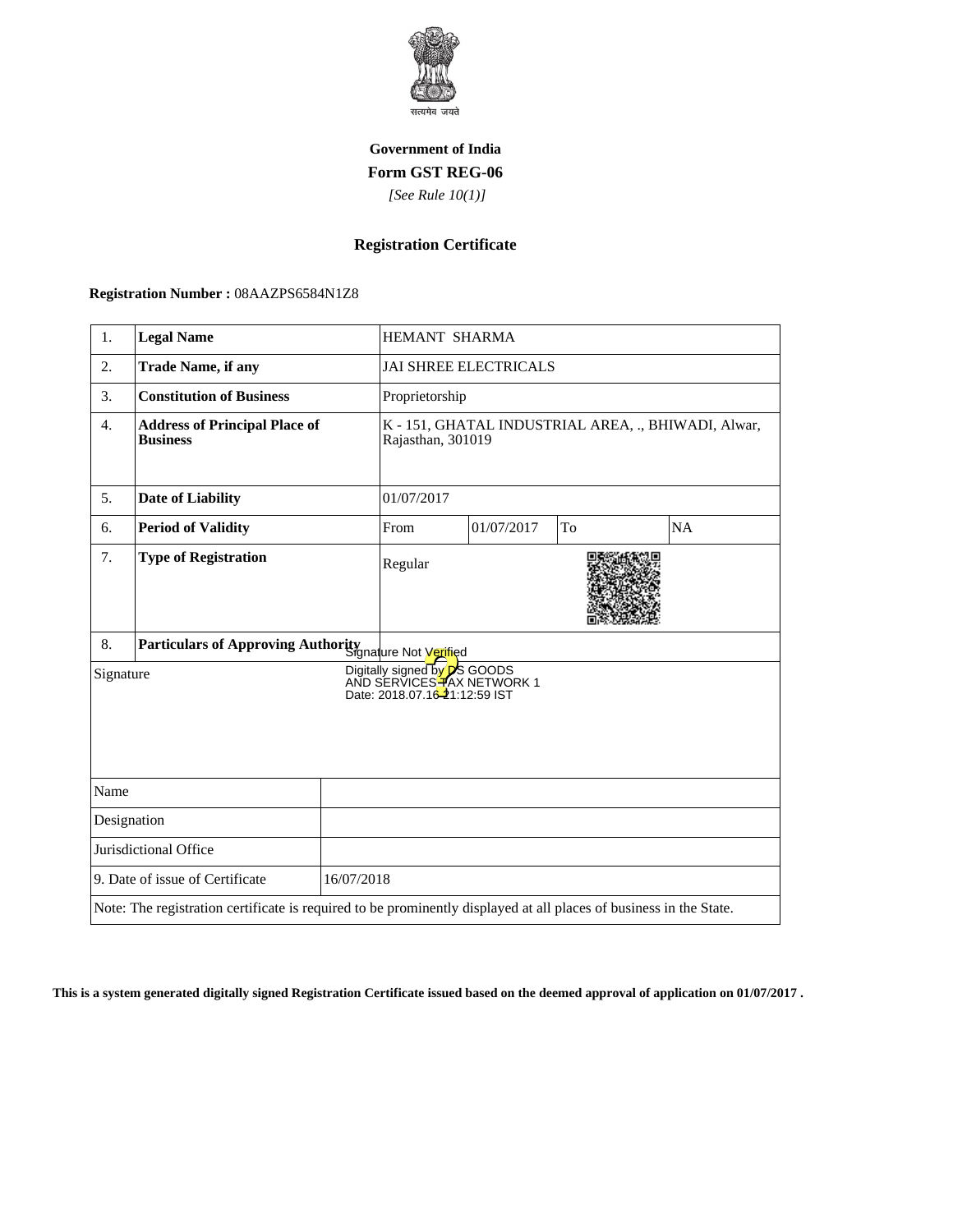सत्यमेव जयते

**Government of India**

**Form GST REG-06**

*[See Rule 10(1)]*

## Registration Certificate

**Registration Number :** 08AAZPS6584N1Z8

| 1. | **Legal Name** | HEMANT SHARMA | | | |
|---|---|---|---|---|---|
| 2. | **Trade Name, if any** | JAI SHREE ELECTRICALS | | | |
| 3. | **Constitution of Business** | Proprietorship | | | |
| 4. | **Address of Principal Place of Business** | K - 151, GHATAL INDUSTRIAL AREA, ., BHIWADI, Alwar, Rajasthan, 301019 | | | |
| 5. | **Date of Liability** | 01/07/2017 | | | |
| 6. | **Period of Validity** | From | 01/07/2017 | To | NA |
| 7. | **Type of Registration** | Regular | | | |
| 8. | **Particulars of Approving Authority** | | | | |

| Signature | Signature Not Verified<br>Digitally signed by DS GOODS AND SERVICES TAX NETWORK 1<br>Date: 2018.07.16 21:12:59 IST |
|---|---|
| Name | |
| Designation | |
| Jurisdictional Office | |
| 9. Date of issue of Certificate | 16/07/2018 |

Note: The registration certificate is required to be prominently displayed at all places of business in the State.

**This is a system generated digitally signed Registration Certificate issued based on the deemed approval of application on 01/07/2017 .**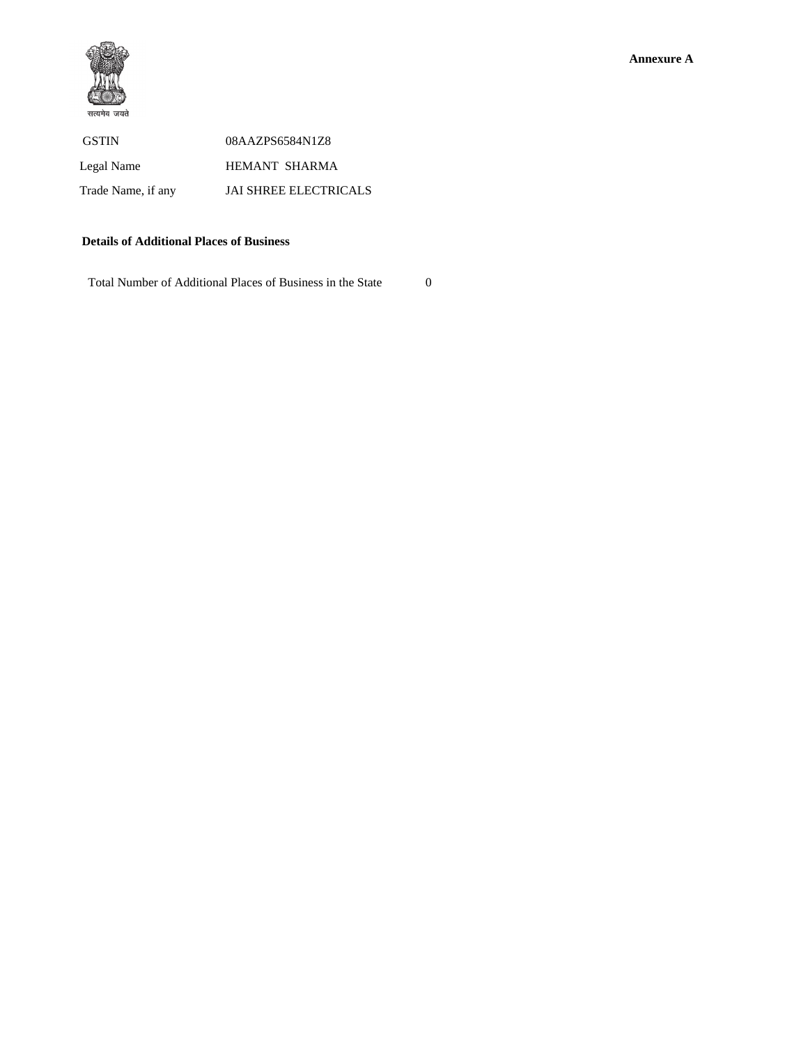**Annexure A**

सत्यमेव जयते

| | |
|---|---|
| GSTIN | 08AAZPS6584N1Z8 |
| Legal Name | HEMANT SHARMA |
| Trade Name, if any | JAI SHREE ELECTRICALS |

**Details of Additional Places of Business**

| | |
|---|---|
| Total Number of Additional Places of Business in the State | 0 |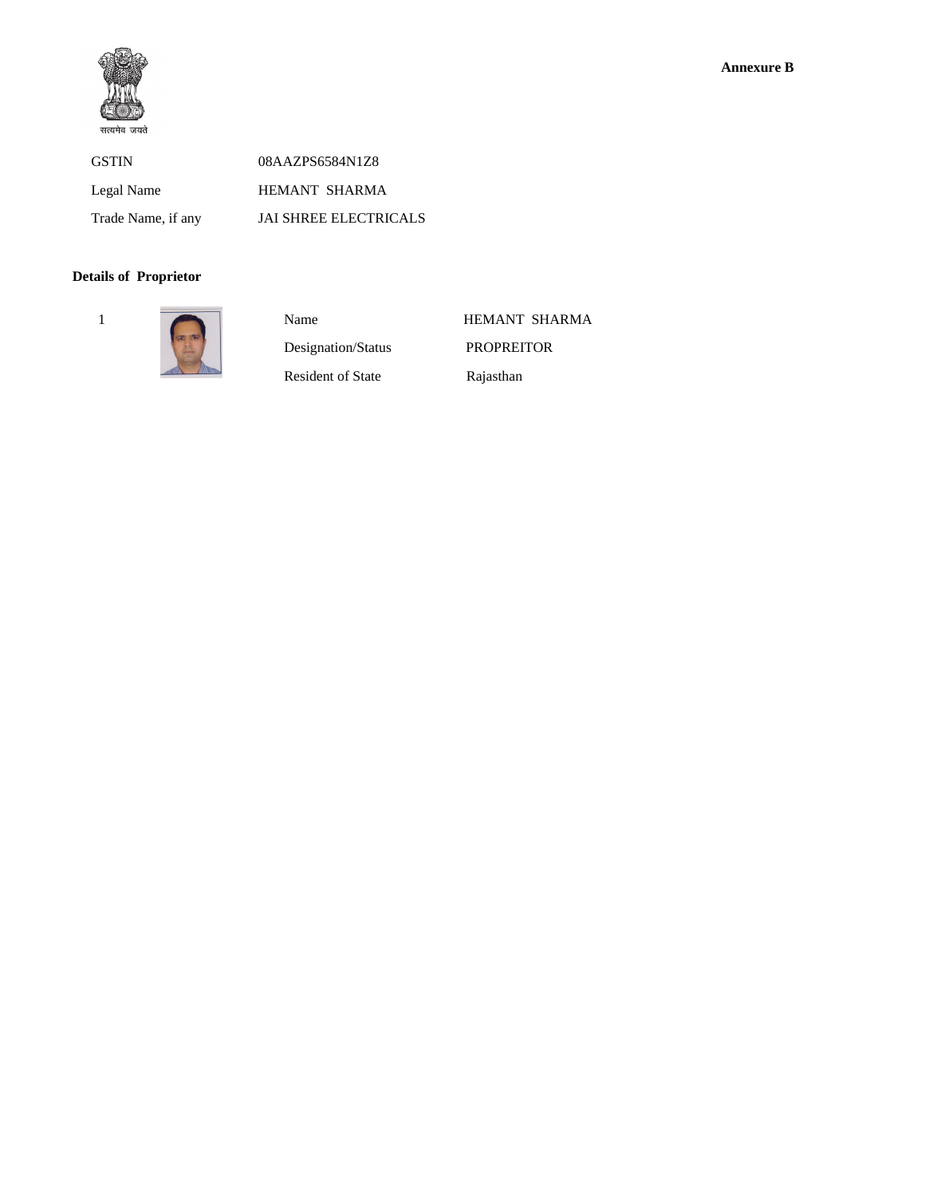**Annexure B**

| | |
|---|---|
| GSTIN | 08AAZPS6584N1Z8 |
| Legal Name | HEMANT SHARMA |
| Trade Name, if any | JAI SHREE ELECTRICALS |

**Details of Proprietor**

1

| | |
|---|---|
| Name | HEMANT SHARMA |
| Designation/Status | PROPREITOR |
| Resident of State | Rajasthan |